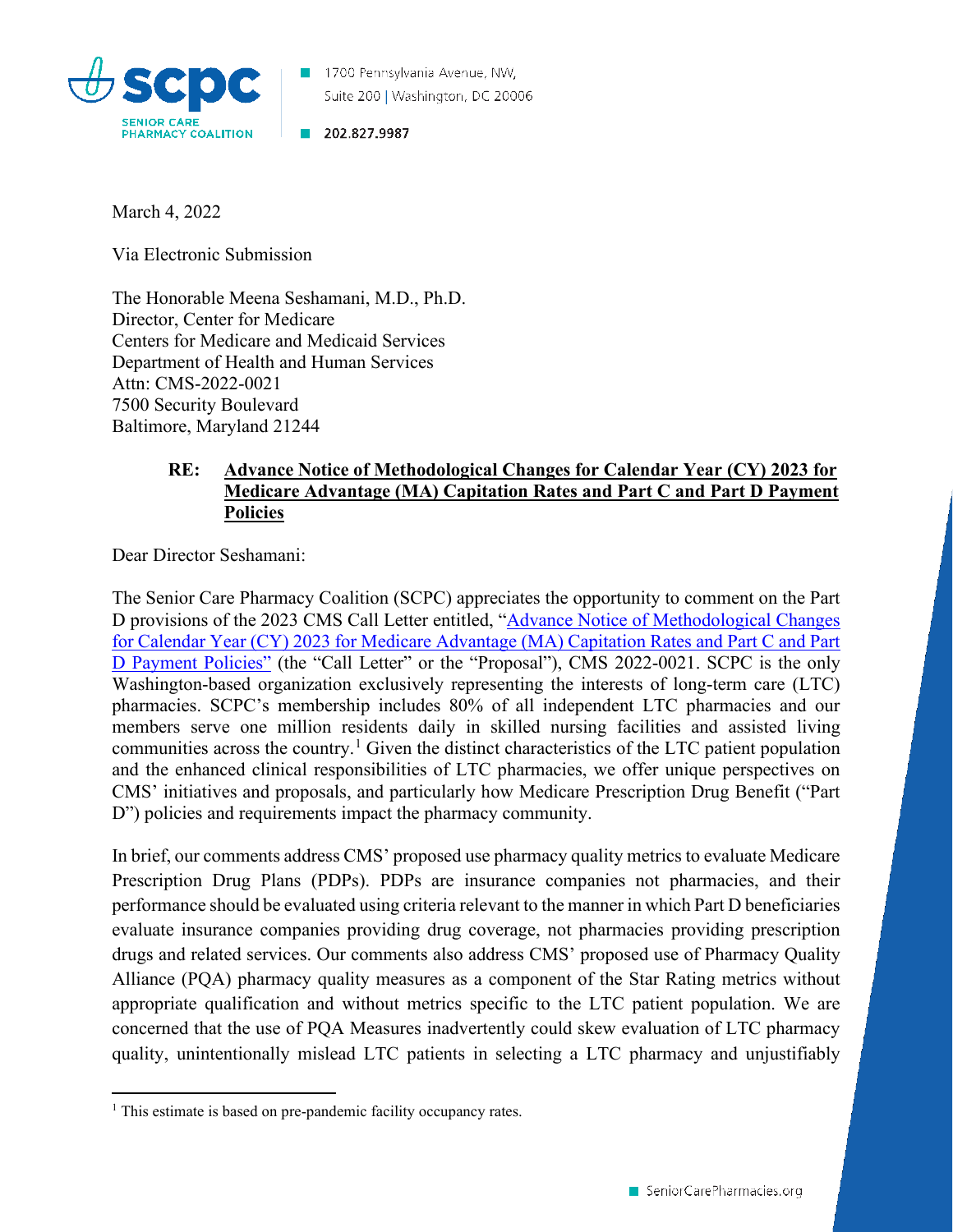1700 Pennsylvania Avenue, NW, Suite 200 | Washington, DC 20006

202.827.9987

March 4, 2022

Via Electronic Submission

The Honorable Meena Seshamani, M.D., Ph.D.
Director, Center for Medicare
Centers for Medicare and Medicaid Services
Department of Health and Human Services
Attn: CMS-2022-0021
7500 Security Boulevard
Baltimore, Maryland 21244

**RE: Advance Notice of Methodological Changes for Calendar Year (CY) 2023 for Medicare Advantage (MA) Capitation Rates and Part C and Part D Payment Policies**

Dear Director Seshamani:

The Senior Care Pharmacy Coalition (SCPC) appreciates the opportunity to comment on the Part D provisions of the 2023 CMS Call Letter entitled, "Advance Notice of Methodological Changes for Calendar Year (CY) 2023 for Medicare Advantage (MA) Capitation Rates and Part C and Part D Payment Policies" (the "Call Letter" or the "Proposal"), CMS 2022-0021. SCPC is the only Washington-based organization exclusively representing the interests of long-term care (LTC) pharmacies. SCPC's membership includes 80% of all independent LTC pharmacies and our members serve one million residents daily in skilled nursing facilities and assisted living communities across the country.[1] Given the distinct characteristics of the LTC patient population and the enhanced clinical responsibilities of LTC pharmacies, we offer unique perspectives on CMS' initiatives and proposals, and particularly how Medicare Prescription Drug Benefit ("Part D") policies and requirements impact the pharmacy community.

In brief, our comments address CMS' proposed use pharmacy quality metrics to evaluate Medicare Prescription Drug Plans (PDPs). PDPs are insurance companies not pharmacies, and their performance should be evaluated using criteria relevant to the manner in which Part D beneficiaries evaluate insurance companies providing drug coverage, not pharmacies providing prescription drugs and related services. Our comments also address CMS' proposed use of Pharmacy Quality Alliance (PQA) pharmacy quality measures as a component of the Star Rating metrics without appropriate qualification and without metrics specific to the LTC patient population. We are concerned that the use of PQA Measures inadvertently could skew evaluation of LTC pharmacy quality, unintentionally mislead LTC patients in selecting a LTC pharmacy and unjustifiably

[1] This estimate is based on pre-pandemic facility occupancy rates.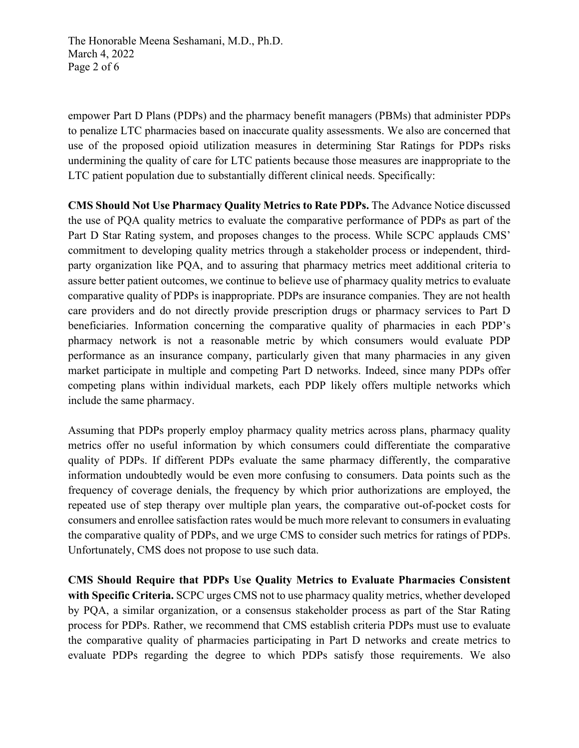empower Part D Plans (PDPs) and the pharmacy benefit managers (PBMs) that administer PDPs to penalize LTC pharmacies based on inaccurate quality assessments. We also are concerned that use of the proposed opioid utilization measures in determining Star Ratings for PDPs risks undermining the quality of care for LTC patients because those measures are inappropriate to the LTC patient population due to substantially different clinical needs. Specifically:

**CMS Should Not Use Pharmacy Quality Metrics to Rate PDPs.** The Advance Notice discussed the use of PQA quality metrics to evaluate the comparative performance of PDPs as part of the Part D Star Rating system, and proposes changes to the process. While SCPC applauds CMS' commitment to developing quality metrics through a stakeholder process or independent, third-party organization like PQA, and to assuring that pharmacy metrics meet additional criteria to assure better patient outcomes, we continue to believe use of pharmacy quality metrics to evaluate comparative quality of PDPs is inappropriate. PDPs are insurance companies. They are not health care providers and do not directly provide prescription drugs or pharmacy services to Part D beneficiaries. Information concerning the comparative quality of pharmacies in each PDP's pharmacy network is not a reasonable metric by which consumers would evaluate PDP performance as an insurance company, particularly given that many pharmacies in any given market participate in multiple and competing Part D networks. Indeed, since many PDPs offer competing plans within individual markets, each PDP likely offers multiple networks which include the same pharmacy.

Assuming that PDPs properly employ pharmacy quality metrics across plans, pharmacy quality metrics offer no useful information by which consumers could differentiate the comparative quality of PDPs. If different PDPs evaluate the same pharmacy differently, the comparative information undoubtedly would be even more confusing to consumers. Data points such as the frequency of coverage denials, the frequency by which prior authorizations are employed, the repeated use of step therapy over multiple plan years, the comparative out-of-pocket costs for consumers and enrollee satisfaction rates would be much more relevant to consumers in evaluating the comparative quality of PDPs, and we urge CMS to consider such metrics for ratings of PDPs. Unfortunately, CMS does not propose to use such data.

**CMS Should Require that PDPs Use Quality Metrics to Evaluate Pharmacies Consistent with Specific Criteria.** SCPC urges CMS not to use pharmacy quality metrics, whether developed by PQA, a similar organization, or a consensus stakeholder process as part of the Star Rating process for PDPs. Rather, we recommend that CMS establish criteria PDPs must use to evaluate the comparative quality of pharmacies participating in Part D networks and create metrics to evaluate PDPs regarding the degree to which PDPs satisfy those requirements. We also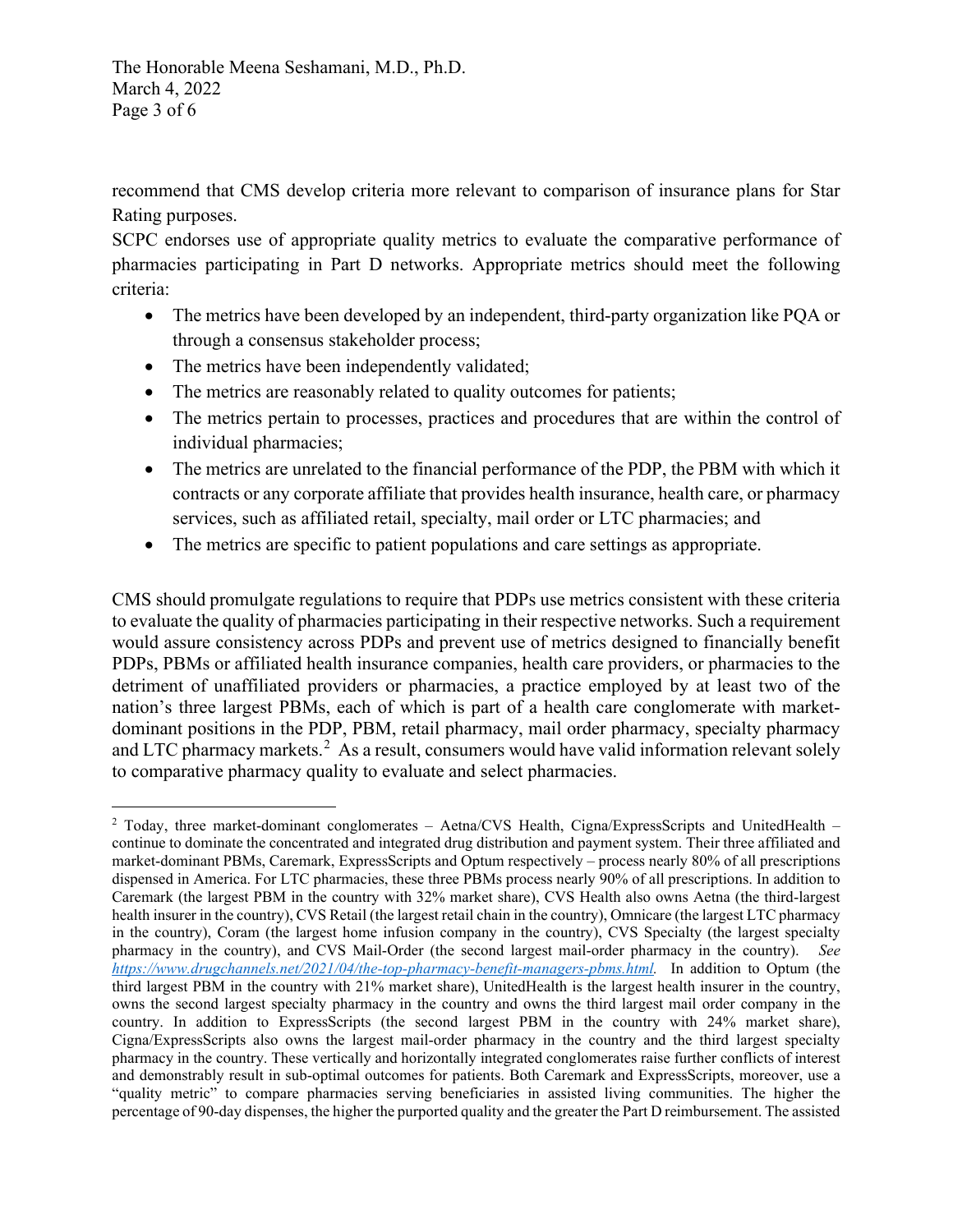recommend that CMS develop criteria more relevant to comparison of insurance plans for Star Rating purposes.

SCPC endorses use of appropriate quality metrics to evaluate the comparative performance of pharmacies participating in Part D networks. Appropriate metrics should meet the following criteria:

- The metrics have been developed by an independent, third-party organization like PQA or through a consensus stakeholder process;
- The metrics have been independently validated;
- The metrics are reasonably related to quality outcomes for patients;
- The metrics pertain to processes, practices and procedures that are within the control of individual pharmacies;
- The metrics are unrelated to the financial performance of the PDP, the PBM with which it contracts or any corporate affiliate that provides health insurance, health care, or pharmacy services, such as affiliated retail, specialty, mail order or LTC pharmacies; and
- The metrics are specific to patient populations and care settings as appropriate.

CMS should promulgate regulations to require that PDPs use metrics consistent with these criteria to evaluate the quality of pharmacies participating in their respective networks. Such a requirement would assure consistency across PDPs and prevent use of metrics designed to financially benefit PDPs, PBMs or affiliated health insurance companies, health care providers, or pharmacies to the detriment of unaffiliated providers or pharmacies, a practice employed by at least two of the nation's three largest PBMs, each of which is part of a health care conglomerate with market-dominant positions in the PDP, PBM, retail pharmacy, mail order pharmacy, specialty pharmacy and LTC pharmacy markets.[2] As a result, consumers would have valid information relevant solely to comparative pharmacy quality to evaluate and select pharmacies.

---

[2] Today, three market-dominant conglomerates – Aetna/CVS Health, Cigna/ExpressScripts and UnitedHealth – continue to dominate the concentrated and integrated drug distribution and payment system. Their three affiliated and market-dominant PBMs, Caremark, ExpressScripts and Optum respectively – process nearly 80% of all prescriptions dispensed in America. For LTC pharmacies, these three PBMs process nearly 90% of all prescriptions. In addition to Caremark (the largest PBM in the country with 32% market share), CVS Health also owns Aetna (the third-largest health insurer in the country), CVS Retail (the largest retail chain in the country), Omnicare (the largest LTC pharmacy in the country), Coram (the largest home infusion company in the country), CVS Specialty (the largest specialty pharmacy in the country), and CVS Mail-Order (the second largest mail-order pharmacy in the country). *See https://www.drugchannels.net/2021/04/the-top-pharmacy-benefit-managers-pbms.html.* In addition to Optum (the third largest PBM in the country with 21% market share), UnitedHealth is the largest health insurer in the country, owns the second largest specialty pharmacy in the country and owns the third largest mail order company in the country. In addition to ExpressScripts (the second largest PBM in the country with 24% market share), Cigna/ExpressScripts also owns the largest mail-order pharmacy in the country and the third largest specialty pharmacy in the country. These vertically and horizontally integrated conglomerates raise further conflicts of interest and demonstrably result in sub-optimal outcomes for patients. Both Caremark and ExpressScripts, moreover, use a "quality metric" to compare pharmacies serving beneficiaries in assisted living communities. The higher the percentage of 90-day dispenses, the higher the purported quality and the greater the Part D reimbursement. The assisted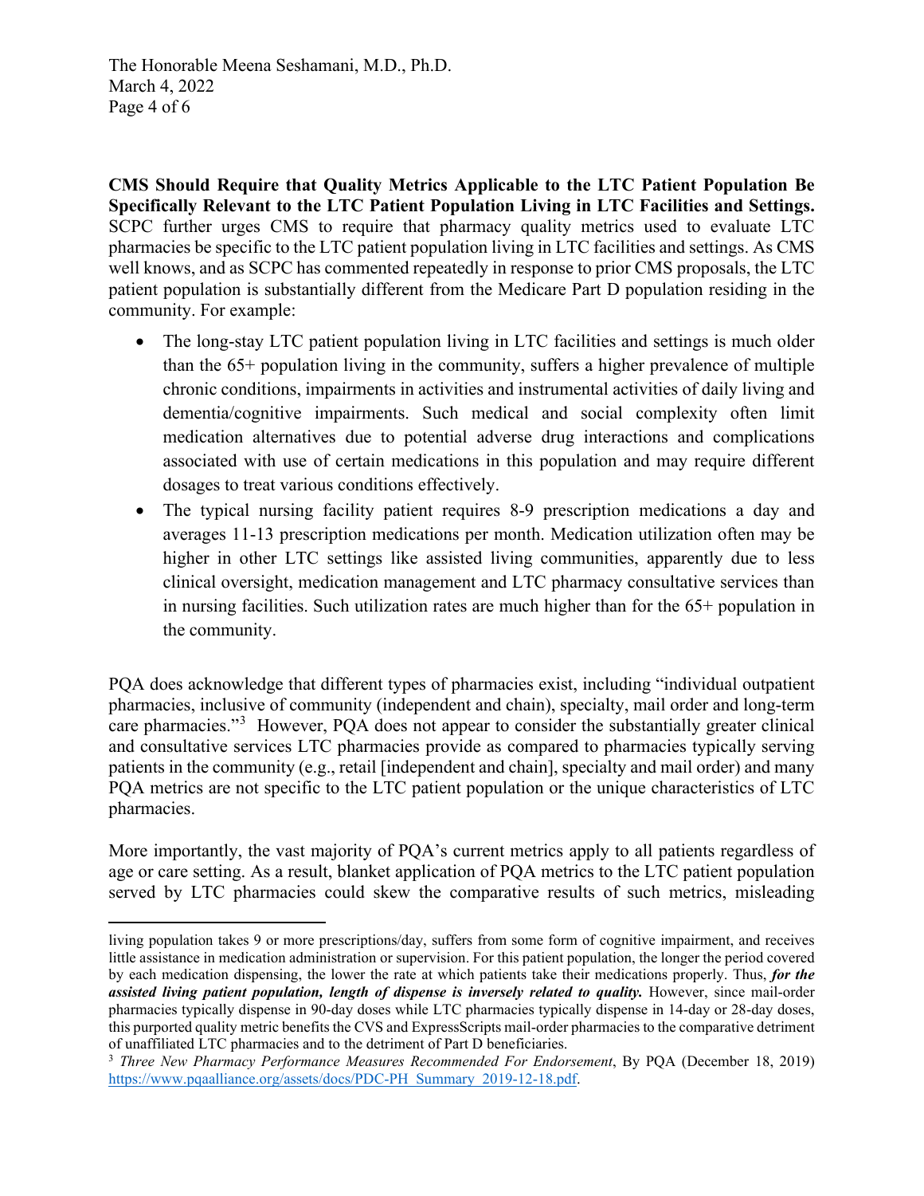**CMS Should Require that Quality Metrics Applicable to the LTC Patient Population Be Specifically Relevant to the LTC Patient Population Living in LTC Facilities and Settings.** SCPC further urges CMS to require that pharmacy quality metrics used to evaluate LTC pharmacies be specific to the LTC patient population living in LTC facilities and settings. As CMS well knows, and as SCPC has commented repeatedly in response to prior CMS proposals, the LTC patient population is substantially different from the Medicare Part D population residing in the community. For example:

- The long-stay LTC patient population living in LTC facilities and settings is much older than the 65+ population living in the community, suffers a higher prevalence of multiple chronic conditions, impairments in activities and instrumental activities of daily living and dementia/cognitive impairments. Such medical and social complexity often limit medication alternatives due to potential adverse drug interactions and complications associated with use of certain medications in this population and may require different dosages to treat various conditions effectively.
- The typical nursing facility patient requires 8-9 prescription medications a day and averages 11-13 prescription medications per month. Medication utilization often may be higher in other LTC settings like assisted living communities, apparently due to less clinical oversight, medication management and LTC pharmacy consultative services than in nursing facilities. Such utilization rates are much higher than for the 65+ population in the community.

PQA does acknowledge that different types of pharmacies exist, including "individual outpatient pharmacies, inclusive of community (independent and chain), specialty, mail order and long-term care pharmacies."[3] However, PQA does not appear to consider the substantially greater clinical and consultative services LTC pharmacies provide as compared to pharmacies typically serving patients in the community (e.g., retail [independent and chain], specialty and mail order) and many PQA metrics are not specific to the LTC patient population or the unique characteristics of LTC pharmacies.

More importantly, the vast majority of PQA's current metrics apply to all patients regardless of age or care setting. As a result, blanket application of PQA metrics to the LTC patient population served by LTC pharmacies could skew the comparative results of such metrics, misleading

---

living population takes 9 or more prescriptions/day, suffers from some form of cognitive impairment, and receives little assistance in medication administration or supervision. For this patient population, the longer the period covered by each medication dispensing, the lower the rate at which patients take their medications properly. Thus, ***for the assisted living patient population, length of dispense is inversely related to quality.*** However, since mail-order pharmacies typically dispense in 90-day doses while LTC pharmacies typically dispense in 14-day or 28-day doses, this purported quality metric benefits the CVS and ExpressScripts mail-order pharmacies to the comparative detriment of unaffiliated LTC pharmacies and to the detriment of Part D beneficiaries.

[3] *Three New Pharmacy Performance Measures Recommended For Endorsement*, By PQA (December 18, 2019) https://www.pqaalliance.org/assets/docs/PDC-PH_Summary_2019-12-18.pdf.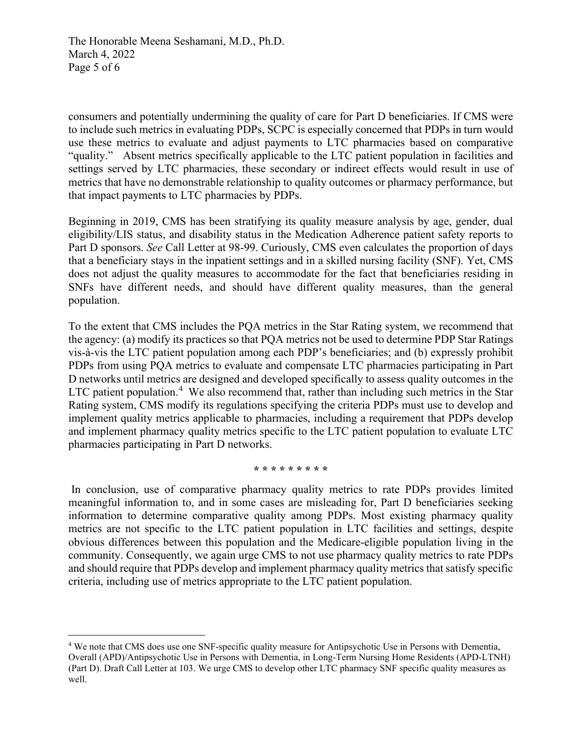consumers and potentially undermining the quality of care for Part D beneficiaries. If CMS were to include such metrics in evaluating PDPs, SCPC is especially concerned that PDPs in turn would use these metrics to evaluate and adjust payments to LTC pharmacies based on comparative "quality." Absent metrics specifically applicable to the LTC patient population in facilities and settings served by LTC pharmacies, these secondary or indirect effects would result in use of metrics that have no demonstrable relationship to quality outcomes or pharmacy performance, but that impact payments to LTC pharmacies by PDPs.

Beginning in 2019, CMS has been stratifying its quality measure analysis by age, gender, dual eligibility/LIS status, and disability status in the Medication Adherence patient safety reports to Part D sponsors. *See* Call Letter at 98-99. Curiously, CMS even calculates the proportion of days that a beneficiary stays in the inpatient settings and in a skilled nursing facility (SNF). Yet, CMS does not adjust the quality measures to accommodate for the fact that beneficiaries residing in SNFs have different needs, and should have different quality measures, than the general population.

To the extent that CMS includes the PQA metrics in the Star Rating system, we recommend that the agency: (a) modify its practices so that PQA metrics not be used to determine PDP Star Ratings vis-à-vis the LTC patient population among each PDP's beneficiaries; and (b) expressly prohibit PDPs from using PQA metrics to evaluate and compensate LTC pharmacies participating in Part D networks until metrics are designed and developed specifically to assess quality outcomes in the LTC patient population.[4] We also recommend that, rather than including such metrics in the Star Rating system, CMS modify its regulations specifying the criteria PDPs must use to develop and implement quality metrics applicable to pharmacies, including a requirement that PDPs develop and implement pharmacy quality metrics specific to the LTC patient population to evaluate LTC pharmacies participating in Part D networks.

\* \* \* \* \* \* \* \* \*

In conclusion, use of comparative pharmacy quality metrics to rate PDPs provides limited meaningful information to, and in some cases are misleading for, Part D beneficiaries seeking information to determine comparative quality among PDPs. Most existing pharmacy quality metrics are not specific to the LTC patient population in LTC facilities and settings, despite obvious differences between this population and the Medicare-eligible population living in the community. Consequently, we again urge CMS to not use pharmacy quality metrics to rate PDPs and should require that PDPs develop and implement pharmacy quality metrics that satisfy specific criteria, including use of metrics appropriate to the LTC patient population.

---

[4] We note that CMS does use one SNF-specific quality measure for Antipsychotic Use in Persons with Dementia, Overall (APD)/Antipsychotic Use in Persons with Dementia, in Long-Term Nursing Home Residents (APD-LTNH) (Part D). Draft Call Letter at 103. We urge CMS to develop other LTC pharmacy SNF specific quality measures as well.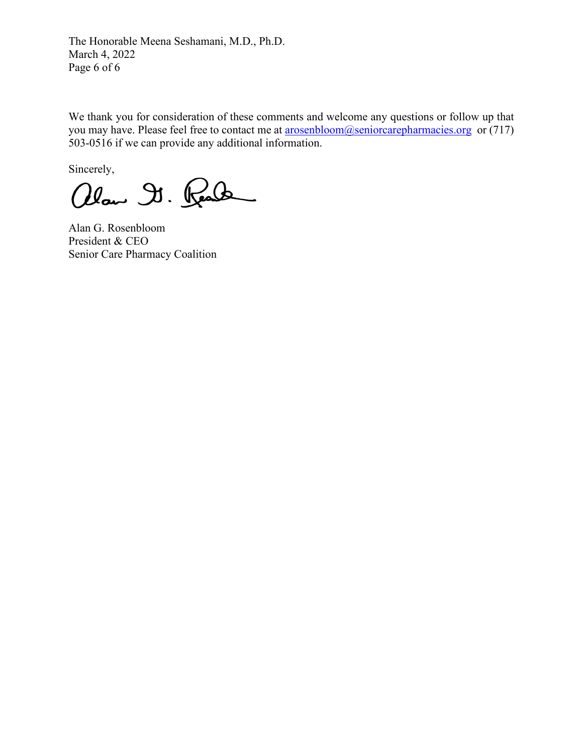We thank you for consideration of these comments and welcome any questions or follow up that you may have. Please feel free to contact me at arosenbloom@seniorcarepharmacies.org or (717) 503-0516 if we can provide any additional information.

Sincerely,

Alan G. Rosenbloom  
President & CEO  
Senior Care Pharmacy Coalition